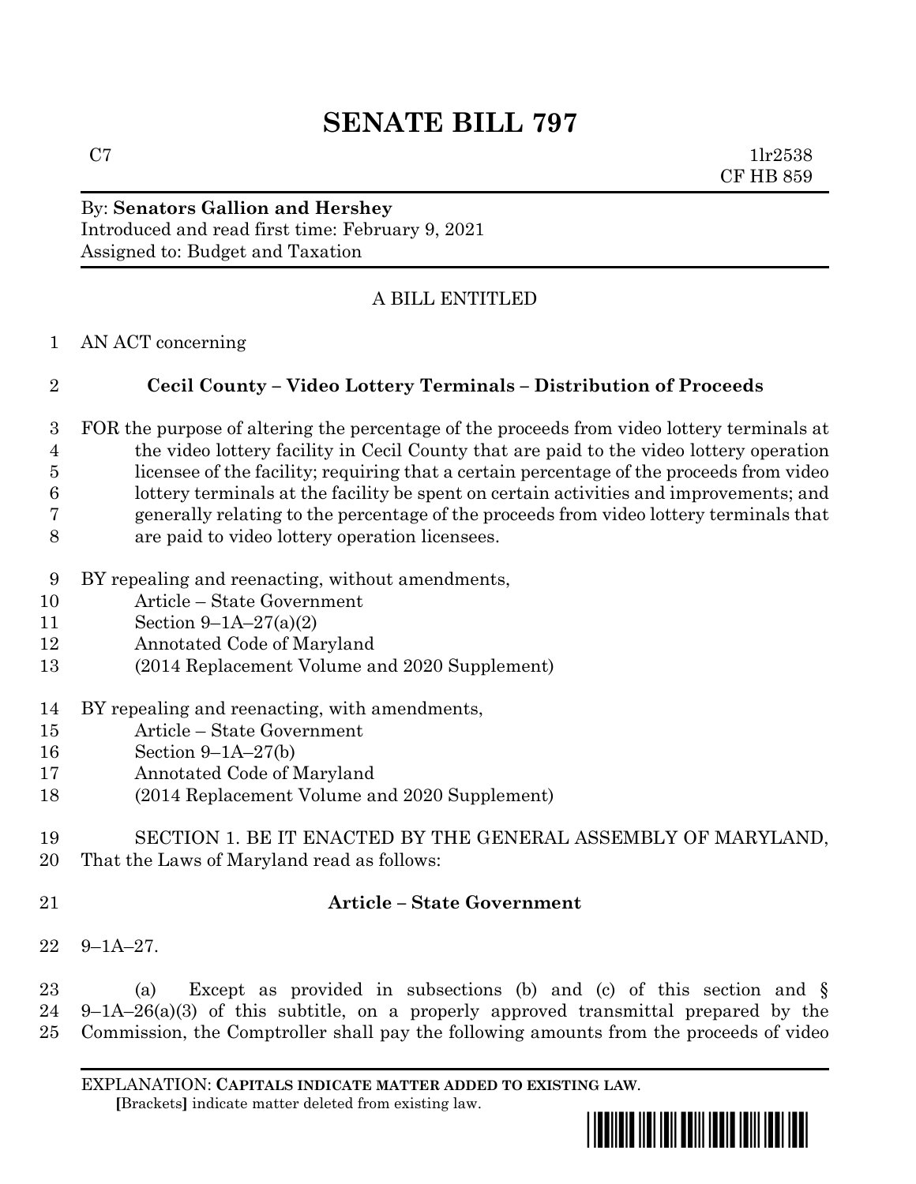# SENATE BILL 797

C7 1lr2538
CF HB 859

By: **Senators Gallion and Hershey**
Introduced and read first time: February 9, 2021
Assigned to: Budget and Taxation

A BILL ENTITLED

1 AN ACT concerning

2 **Cecil County – Video Lottery Terminals – Distribution of Proceeds**

3 FOR the purpose of altering the percentage of the proceeds from video lottery terminals at
4 the video lottery facility in Cecil County that are paid to the video lottery operation
5 licensee of the facility; requiring that a certain percentage of the proceeds from video
6 lottery terminals at the facility be spent on certain activities and improvements; and
7 generally relating to the percentage of the proceeds from video lottery terminals that
8 are paid to video lottery operation licensees.

9 BY repealing and reenacting, without amendments,
10 Article – State Government
11 Section 9–1A–27(a)(2)
12 Annotated Code of Maryland
13 (2014 Replacement Volume and 2020 Supplement)

14 BY repealing and reenacting, with amendments,
15 Article – State Government
16 Section 9–1A–27(b)
17 Annotated Code of Maryland
18 (2014 Replacement Volume and 2020 Supplement)

19 SECTION 1. BE IT ENACTED BY THE GENERAL ASSEMBLY OF MARYLAND,
20 That the Laws of Maryland read as follows:

21 **Article – State Government**

22 9–1A–27.

23 (a) Except as provided in subsections (b) and (c) of this section and §
24 9–1A–26(a)(3) of this subtitle, on a properly approved transmittal prepared by the
25 Commission, the Comptroller shall pay the following amounts from the proceeds of video

EXPLANATION: **CAPITALS INDICATE MATTER ADDED TO EXISTING LAW.**
**[**Brackets**]** indicate matter deleted from existing law.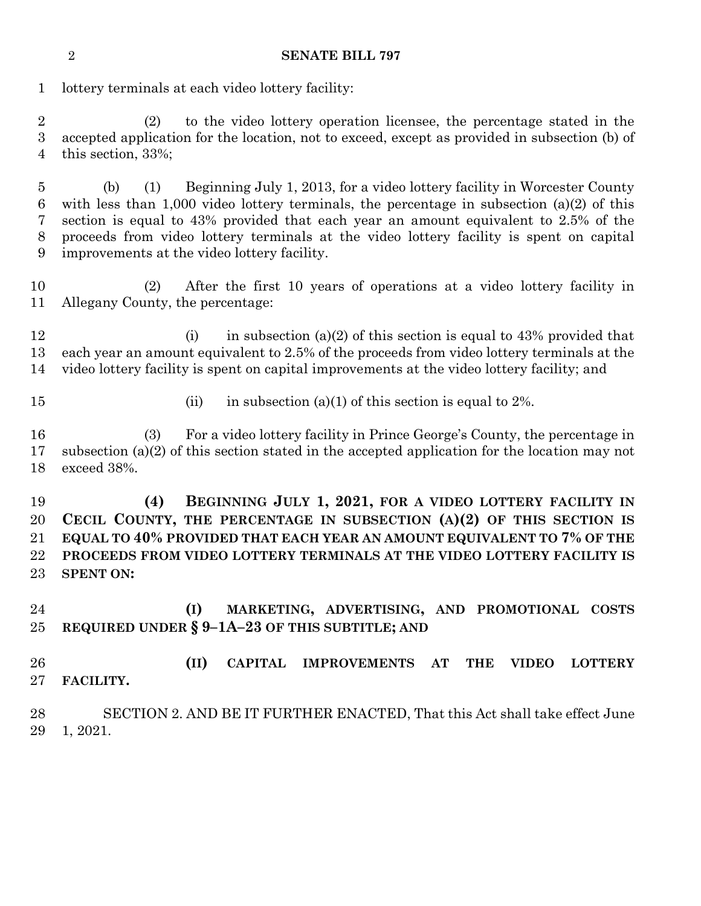lottery terminals at each video lottery facility:

(2) to the video lottery operation licensee, the percentage stated in the accepted application for the location, not to exceed, except as provided in subsection (b) of this section, 33%;

(b) (1) Beginning July 1, 2013, for a video lottery facility in Worcester County with less than 1,000 video lottery terminals, the percentage in subsection (a)(2) of this section is equal to 43% provided that each year an amount equivalent to 2.5% of the proceeds from video lottery terminals at the video lottery facility is spent on capital improvements at the video lottery facility.

(2) After the first 10 years of operations at a video lottery facility in Allegany County, the percentage:

(i) in subsection (a)(2) of this section is equal to 43% provided that each year an amount equivalent to 2.5% of the proceeds from video lottery terminals at the video lottery facility is spent on capital improvements at the video lottery facility; and

(ii) in subsection (a)(1) of this section is equal to 2%.

(3) For a video lottery facility in Prince George's County, the percentage in subsection (a)(2) of this section stated in the accepted application for the location may not exceed 38%.

**(4) BEGINNING JULY 1, 2021, FOR A VIDEO LOTTERY FACILITY IN CECIL COUNTY, THE PERCENTAGE IN SUBSECTION (A)(2) OF THIS SECTION IS EQUAL TO 40% PROVIDED THAT EACH YEAR AN AMOUNT EQUIVALENT TO 7% OF THE PROCEEDS FROM VIDEO LOTTERY TERMINALS AT THE VIDEO LOTTERY FACILITY IS SPENT ON:**

**(I) MARKETING, ADVERTISING, AND PROMOTIONAL COSTS REQUIRED UNDER § 9–1A–23 OF THIS SUBTITLE; AND**

**(II) CAPITAL IMPROVEMENTS AT THE VIDEO LOTTERY FACILITY.**

SECTION 2. AND BE IT FURTHER ENACTED, That this Act shall take effect June 1, 2021.